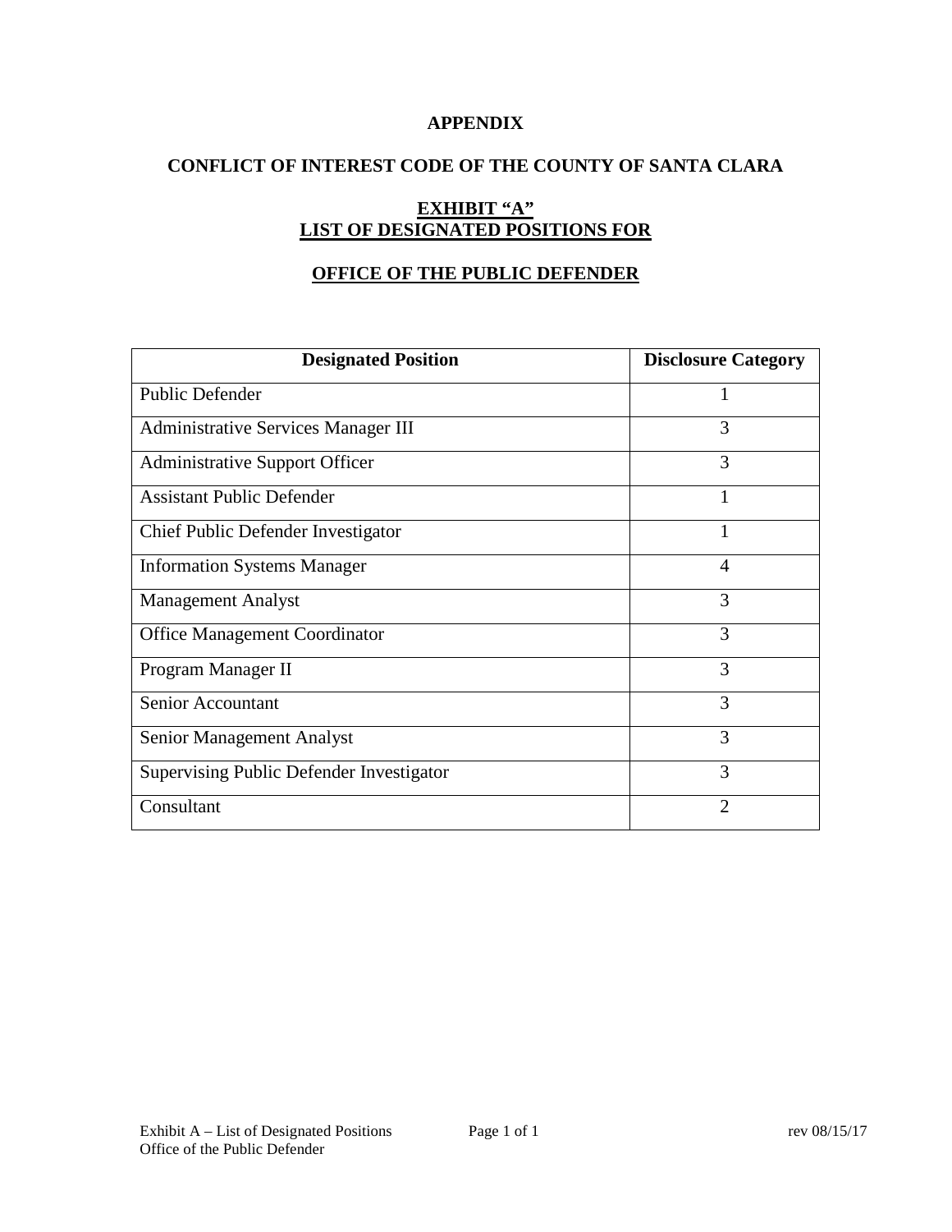**APPENDIX**

**CONFLICT OF INTEREST CODE OF THE COUNTY OF SANTA CLARA**

**EXHIBIT "A"**
**LIST OF DESIGNATED POSITIONS FOR**

**OFFICE OF THE PUBLIC DEFENDER**

| Designated Position | Disclosure Category |
|---|---|
| Public Defender | 1 |
| Administrative Services Manager III | 3 |
| Administrative Support Officer | 3 |
| Assistant Public Defender | 1 |
| Chief Public Defender Investigator | 1 |
| Information Systems Manager | 4 |
| Management Analyst | 3 |
| Office Management Coordinator | 3 |
| Program Manager II | 3 |
| Senior Accountant | 3 |
| Senior Management Analyst | 3 |
| Supervising Public Defender Investigator | 3 |
| Consultant | 2 |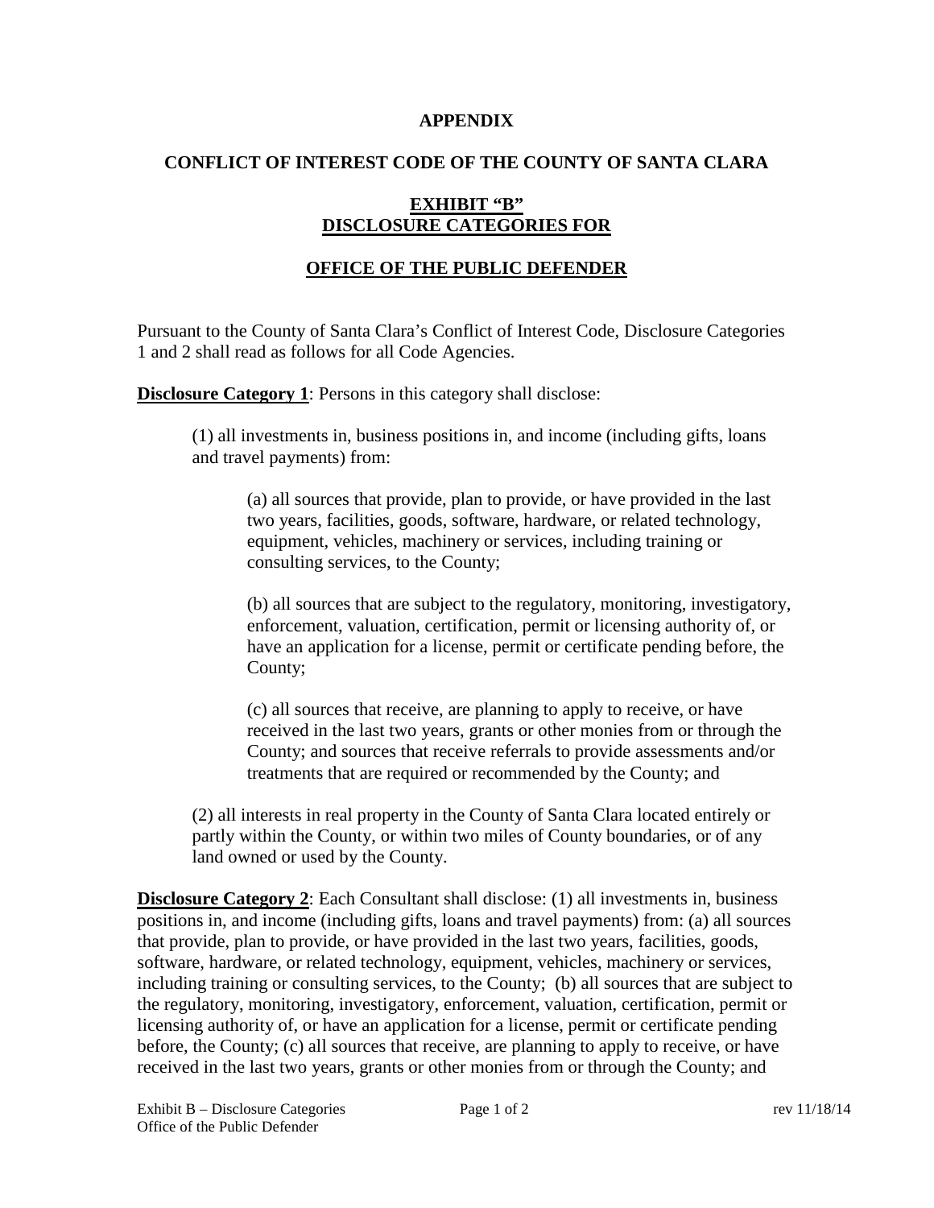**APPENDIX**

**CONFLICT OF INTEREST CODE OF THE COUNTY OF SANTA CLARA**

**EXHIBIT "B"**
**DISCLOSURE CATEGORIES FOR**

**OFFICE OF THE PUBLIC DEFENDER**

Pursuant to the County of Santa Clara's Conflict of Interest Code, Disclosure Categories 1 and 2 shall read as follows for all Code Agencies.

**Disclosure Category 1**: Persons in this category shall disclose:

(1) all investments in, business positions in, and income (including gifts, loans and travel payments) from:

(a) all sources that provide, plan to provide, or have provided in the last two years, facilities, goods, software, hardware, or related technology, equipment, vehicles, machinery or services, including training or consulting services, to the County;

(b) all sources that are subject to the regulatory, monitoring, investigatory, enforcement, valuation, certification, permit or licensing authority of, or have an application for a license, permit or certificate pending before, the County;

(c) all sources that receive, are planning to apply to receive, or have received in the last two years, grants or other monies from or through the County; and sources that receive referrals to provide assessments and/or treatments that are required or recommended by the County; and

(2) all interests in real property in the County of Santa Clara located entirely or partly within the County, or within two miles of County boundaries, or of any land owned or used by the County.

**Disclosure Category 2**: Each Consultant shall disclose: (1) all investments in, business positions in, and income (including gifts, loans and travel payments) from: (a) all sources that provide, plan to provide, or have provided in the last two years, facilities, goods, software, hardware, or related technology, equipment, vehicles, machinery or services, including training or consulting services, to the County; (b) all sources that are subject to the regulatory, monitoring, investigatory, enforcement, valuation, certification, permit or licensing authority of, or have an application for a license, permit or certificate pending before, the County; (c) all sources that receive, are planning to apply to receive, or have received in the last two years, grants or other monies from or through the County; and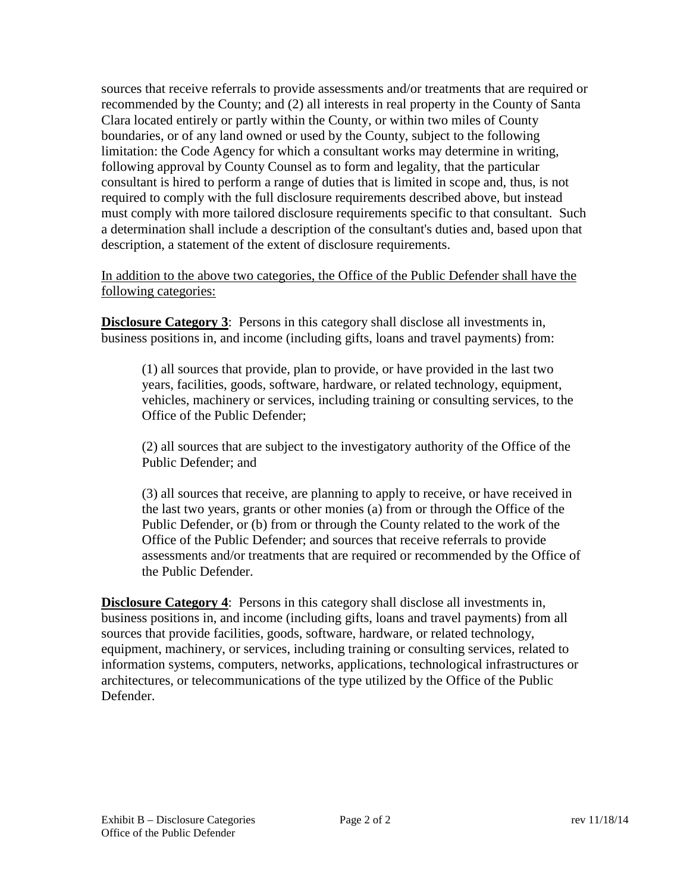sources that receive referrals to provide assessments and/or treatments that are required or recommended by the County; and (2) all interests in real property in the County of Santa Clara located entirely or partly within the County, or within two miles of County boundaries, or of any land owned or used by the County, subject to the following limitation: the Code Agency for which a consultant works may determine in writing, following approval by County Counsel as to form and legality, that the particular consultant is hired to perform a range of duties that is limited in scope and, thus, is not required to comply with the full disclosure requirements described above, but instead must comply with more tailored disclosure requirements specific to that consultant. Such a determination shall include a description of the consultant's duties and, based upon that description, a statement of the extent of disclosure requirements.

<u>In addition to the above two categories, the Office of the Public Defender shall have the following categories:</u>

**<u>Disclosure Category 3</u>**: Persons in this category shall disclose all investments in, business positions in, and income (including gifts, loans and travel payments) from:

(1) all sources that provide, plan to provide, or have provided in the last two years, facilities, goods, software, hardware, or related technology, equipment, vehicles, machinery or services, including training or consulting services, to the Office of the Public Defender;

(2) all sources that are subject to the investigatory authority of the Office of the Public Defender; and

(3) all sources that receive, are planning to apply to receive, or have received in the last two years, grants or other monies (a) from or through the Office of the Public Defender, or (b) from or through the County related to the work of the Office of the Public Defender; and sources that receive referrals to provide assessments and/or treatments that are required or recommended by the Office of the Public Defender.

**<u>Disclosure Category 4</u>**: Persons in this category shall disclose all investments in, business positions in, and income (including gifts, loans and travel payments) from all sources that provide facilities, goods, software, hardware, or related technology, equipment, machinery, or services, including training or consulting services, related to information systems, computers, networks, applications, technological infrastructures or architectures, or telecommunications of the type utilized by the Office of the Public Defender.